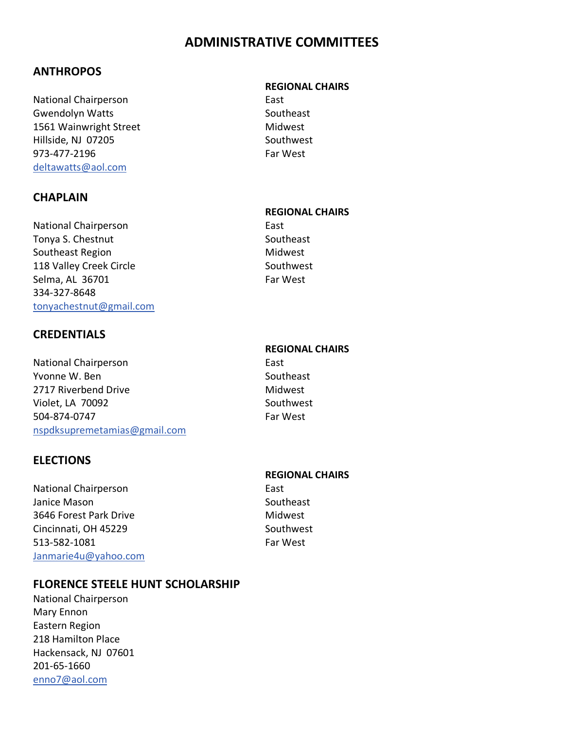# ADMINISTRATIVE COMMITTEES

## ANTHROPOS

National Chairperson
Gwendolyn Watts
1561 Wainwright Street
Hillside, NJ 07205
973-477-2196
deltawatts@aol.com

**REGIONAL CHAIRS**
East
Southeast
Midwest
Southwest
Far West

## CHAPLAIN

National Chairperson
Tonya S. Chestnut
Southeast Region
118 Valley Creek Circle
Selma, AL 36701
334-327-8648
tonyachestnut@gmail.com

**REGIONAL CHAIRS**
East
Southeast
Midwest
Southwest
Far West

## CREDENTIALS

National Chairperson
Yvonne W. Ben
2717 Riverbend Drive
Violet, LA 70092
504-874-0747
nspdksupremetamias@gmail.com

**REGIONAL CHAIRS**
East
Southeast
Midwest
Southwest
Far West

## ELECTIONS

National Chairperson
Janice Mason
3646 Forest Park Drive
Cincinnati, OH 45229
513-582-1081
Janmarie4u@yahoo.com

**REGIONAL CHAIRS**
East
Southeast
Midwest
Southwest
Far West

## FLORENCE STEELE HUNT SCHOLARSHIP

National Chairperson
Mary Ennon
Eastern Region
218 Hamilton Place
Hackensack, NJ 07601
201-65-1660
enno7@aol.com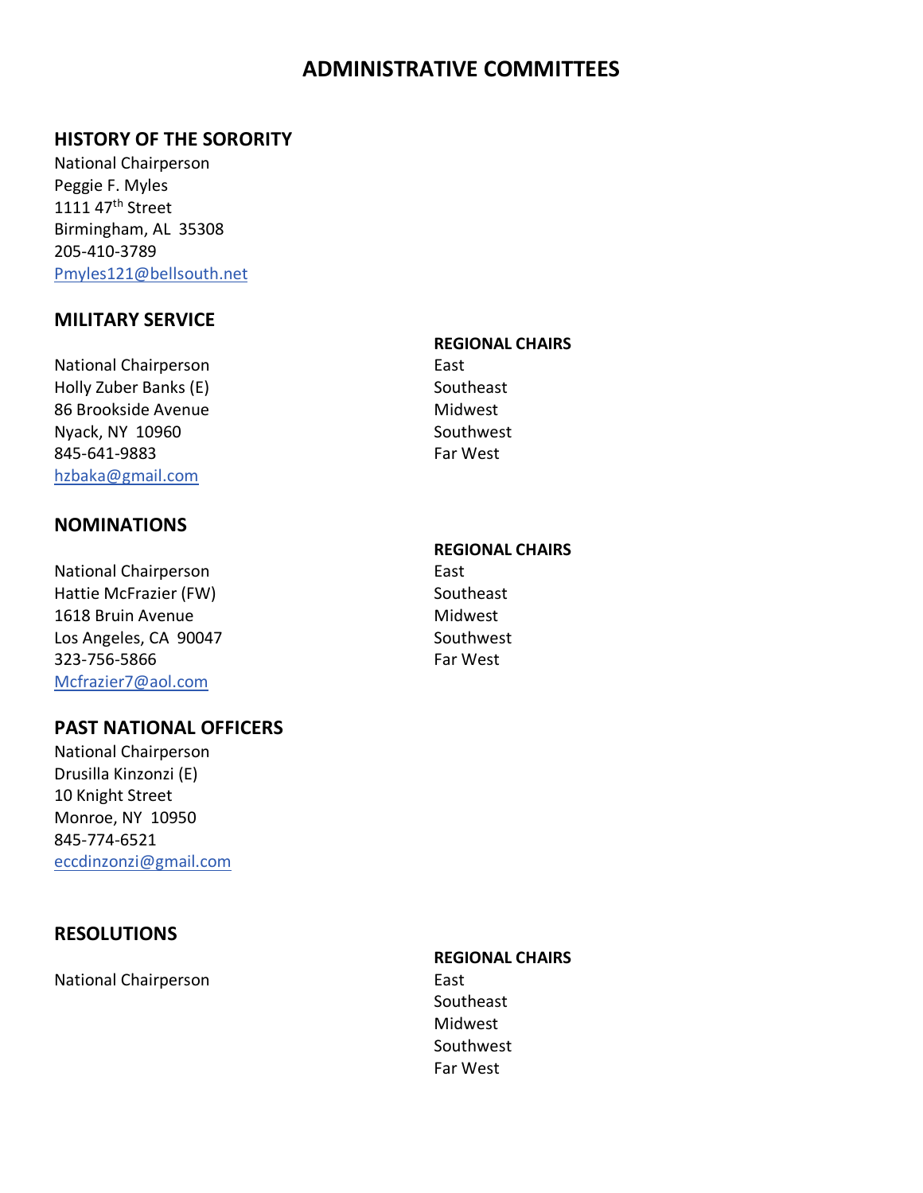# ADMINISTRATIVE COMMITTEES

## HISTORY OF THE SORORITY

National Chairperson
Peggie F. Myles
1111 47th Street
Birmingham, AL 35308
205-410-3789
Pmyles121@bellsouth.net

## MILITARY SERVICE

National Chairperson
Holly Zuber Banks (E)
86 Brookside Avenue
Nyack, NY 10960
845-641-9883
hzbaka@gmail.com

**REGIONAL CHAIRS**
East
Southeast
Midwest
Southwest
Far West

## NOMINATIONS

National Chairperson
Hattie McFrazier (FW)
1618 Bruin Avenue
Los Angeles, CA 90047
323-756-5866
Mcfrazier7@aol.com

**REGIONAL CHAIRS**
East
Southeast
Midwest
Southwest
Far West

## PAST NATIONAL OFFICERS

National Chairperson
Drusilla Kinzonzi (E)
10 Knight Street
Monroe, NY 10950
845-774-6521
eccdinzonzi@gmail.com

## RESOLUTIONS

National Chairperson

**REGIONAL CHAIRS**
East
Southeast
Midwest
Southwest
Far West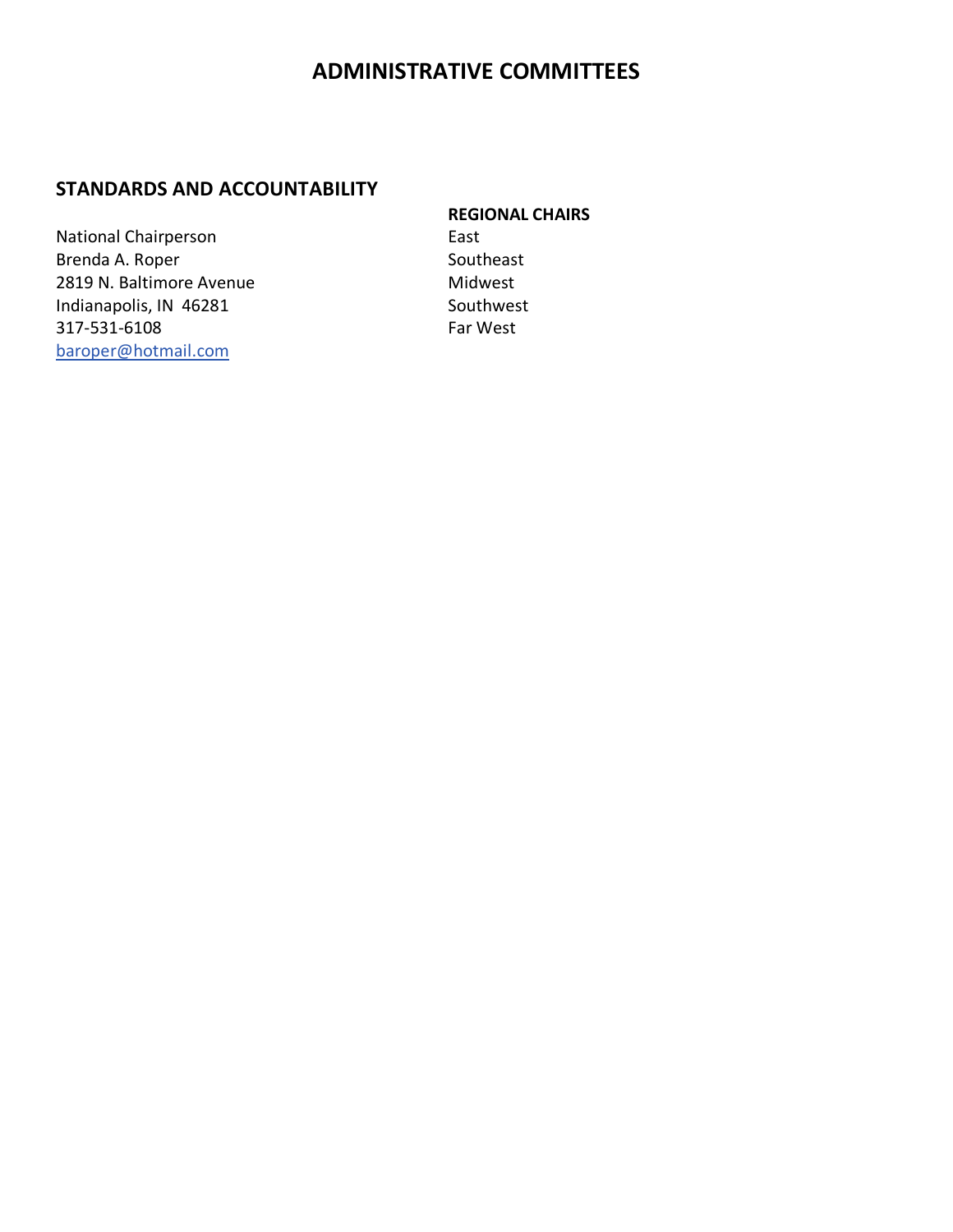# ADMINISTRATIVE COMMITTEES

## STANDARDS AND ACCOUNTABILITY

National Chairperson
Brenda A. Roper
2819 N. Baltimore Avenue
Indianapolis, IN 46281
317-531-6108
baroper@hotmail.com

**REGIONAL CHAIRS**
East
Southeast
Midwest
Southwest
Far West